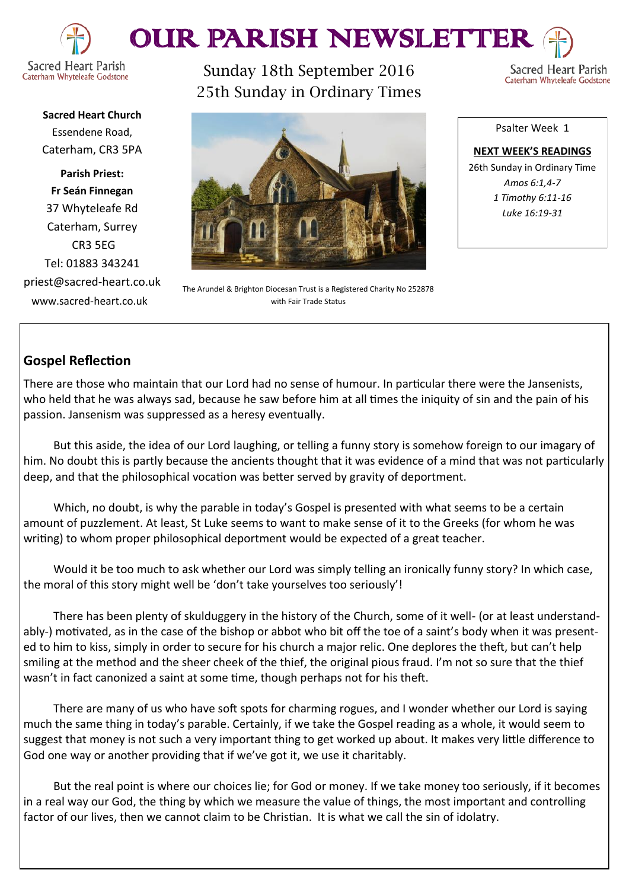# OUR PARISH NEWSLETTER

Sacred Heart Parish
Caterham Whyteleafe Godstone

Sunday 18th September 2016
25th Sunday in Ordinary Times

**Sacred Heart Church**
Essendene Road,
Caterham, CR3 5PA

**Parish Priest:**
**Fr Seán Finnegan**
37 Whyteleafe Rd
Caterham, Surrey
CR3 5EG
Tel: 01883 343241
priest@sacred-heart.co.uk
www.sacred-heart.co.uk

The Arundel & Brighton Diocesan Trust is a Registered Charity No 252878 with Fair Trade Status

Psalter Week 1

**NEXT WEEK'S READINGS**

26th Sunday in Ordinary Time
*Amos 6:1,4-7*
*1 Timothy 6:11-16*
*Luke 16:19-31*

## Gospel Reflection

There are those who maintain that our Lord had no sense of humour. In particular there were the Jansenists, who held that he was always sad, because he saw before him at all times the iniquity of sin and the pain of his passion. Jansenism was suppressed as a heresy eventually.

But this aside, the idea of our Lord laughing, or telling a funny story is somehow foreign to our imagary of him. No doubt this is partly because the ancients thought that it was evidence of a mind that was not particularly deep, and that the philosophical vocation was better served by gravity of deportment.

Which, no doubt, is why the parable in today's Gospel is presented with what seems to be a certain amount of puzzlement. At least, St Luke seems to want to make sense of it to the Greeks (for whom he was writing) to whom proper philosophical deportment would be expected of a great teacher.

Would it be too much to ask whether our Lord was simply telling an ironically funny story? In which case, the moral of this story might well be 'don't take yourselves too seriously'!

There has been plenty of skulduggery in the history of the Church, some of it well- (or at least understandably-) motivated, as in the case of the bishop or abbot who bit off the toe of a saint's body when it was presented to him to kiss, simply in order to secure for his church a major relic. One deplores the theft, but can't help smiling at the method and the sheer cheek of the thief, the original pious fraud. I'm not so sure that the thief wasn't in fact canonized a saint at some time, though perhaps not for his theft.

There are many of us who have soft spots for charming rogues, and I wonder whether our Lord is saying much the same thing in today's parable. Certainly, if we take the Gospel reading as a whole, it would seem to suggest that money is not such a very important thing to get worked up about. It makes very little difference to God one way or another providing that if we've got it, we use it charitably.

But the real point is where our choices lie; for God or money. If we take money too seriously, if it becomes in a real way our God, the thing by which we measure the value of things, the most important and controlling factor of our lives, then we cannot claim to be Christian. It is what we call the sin of idolatry.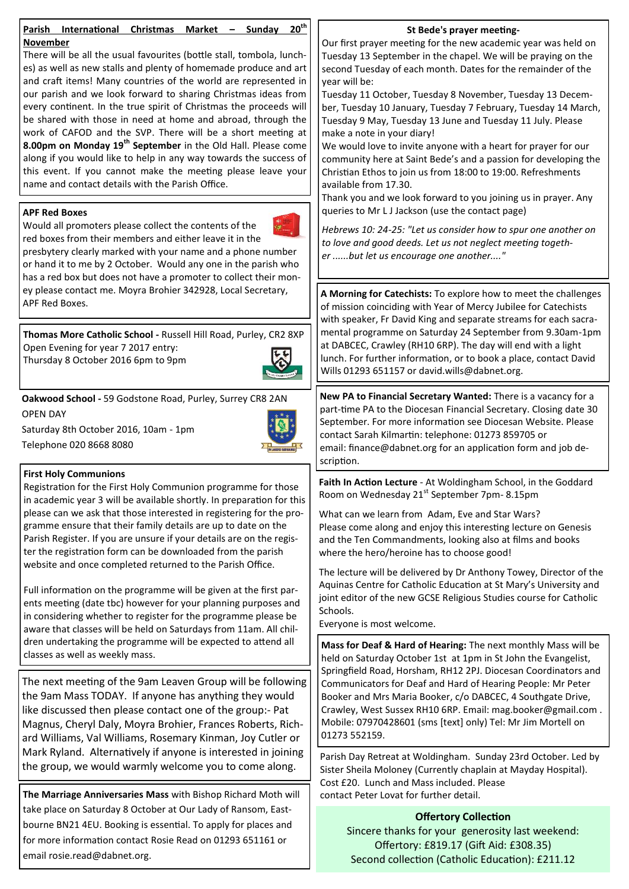**Parish International Christmas Market – Sunday 20th November**

There will be all the usual favourites (bottle stall, tombola, lunches) as well as new stalls and plenty of homemade produce and art and craft items! Many countries of the world are represented in our parish and we look forward to sharing Christmas ideas from every continent. In the true spirit of Christmas the proceeds will be shared with those in need at home and abroad, through the work of CAFOD and the SVP. There will be a short meeting at **8.00pm on Monday 19th September** in the Old Hall. Please come along if you would like to help in any way towards the success of this event. If you cannot make the meeting please leave your name and contact details with the Parish Office.

**APF Red Boxes**

Would all promoters please collect the contents of the red boxes from their members and either leave it in the presbytery clearly marked with your name and a phone number or hand it to me by 2 October. Would any one in the parish who has a red box but does not have a promoter to collect their money please contact me. Moyra Brohier 342928, Local Secretary, APF Red Boxes.

**Thomas More Catholic School -** Russell Hill Road, Purley, CR2 8XP
Open Evening for year 7 2017 entry:
Thursday 8 October 2016 6pm to 9pm

**Oakwood School -** 59 Godstone Road, Purley, Surrey CR8 2AN
OPEN DAY
Saturday 8th October 2016, 10am - 1pm
Telephone 020 8668 8080

**First Holy Communions**

Registration for the First Holy Communion programme for those in academic year 3 will be available shortly. In preparation for this please can we ask that those interested in registering for the programme ensure that their family details are up to date on the Parish Register. If you are unsure if your details are on the register the registration form can be downloaded from the parish website and once completed returned to the Parish Office.

Full information on the programme will be given at the first parents meeting (date tbc) however for your planning purposes and in considering whether to register for the programme please be aware that classes will be held on Saturdays from 11am. All children undertaking the programme will be expected to attend all classes as well as weekly mass.

The next meeting of the 9am Leaven Group will be following the 9am Mass TODAY. If anyone has anything they would like discussed then please contact one of the group:- Pat Magnus, Cheryl Daly, Moyra Brohier, Frances Roberts, Richard Williams, Val Williams, Rosemary Kinman, Joy Cutler or Mark Ryland. Alternatively if anyone is interested in joining the group, we would warmly welcome you to come along.

**The Marriage Anniversaries Mass** with Bishop Richard Moth will take place on Saturday 8 October at Our Lady of Ransom, Eastbourne BN21 4EU. Booking is essential. To apply for places and for more information contact Rosie Read on 01293 651161 or email rosie.read@dabnet.org.

**St Bede's prayer meeting-**

Our first prayer meeting for the new academic year was held on Tuesday 13 September in the chapel. We will be praying on the second Tuesday of each month. Dates for the remainder of the year will be:

Tuesday 11 October, Tuesday 8 November, Tuesday 13 December, Tuesday 10 January, Tuesday 7 February, Tuesday 14 March, Tuesday 9 May, Tuesday 13 June and Tuesday 11 July. Please make a note in your diary!

We would love to invite anyone with a heart for prayer for our community here at Saint Bede's and a passion for developing the Christian Ethos to join us from 18:00 to 19:00. Refreshments available from 17.30.

Thank you and we look forward to you joining us in prayer. Any queries to Mr L J Jackson (use the contact page)

*Hebrews 10: 24-25: "Let us consider how to spur one another on to love and good deeds. Let us not neglect meeting together ......but let us encourage one another...."*

**A Morning for Catechists:** To explore how to meet the challenges of mission coinciding with Year of Mercy Jubilee for Catechists with speaker, Fr David King and separate streams for each sacramental programme on Saturday 24 September from 9.30am-1pm at DABCEC, Crawley (RH10 6RP). The day will end with a light lunch. For further information, or to book a place, contact David Wills 01293 651157 or david.wills@dabnet.org.

**New PA to Financial Secretary Wanted:** There is a vacancy for a part-time PA to the Diocesan Financial Secretary. Closing date 30 September. For more information see Diocesan Website. Please contact Sarah Kilmartin: telephone: 01273 859705 or email: finance@dabnet.org for an application form and job description.

**Faith In Action Lecture** - At Woldingham School, in the Goddard Room on Wednesday 21st September 7pm- 8.15pm

What can we learn from Adam, Eve and Star Wars?
Please come along and enjoy this interesting lecture on Genesis and the Ten Commandments, looking also at films and books where the hero/heroine has to choose good!

The lecture will be delivered by Dr Anthony Towey, Director of the Aquinas Centre for Catholic Education at St Mary's University and joint editor of the new GCSE Religious Studies course for Catholic Schools.
Everyone is most welcome.

**Mass for Deaf & Hard of Hearing:** The next monthly Mass will be held on Saturday October 1st at 1pm in St John the Evangelist, Springfield Road, Horsham, RH12 2PJ. Diocesan Coordinators and Communicators for Deaf and Hard of Hearing People: Mr Peter Booker and Mrs Maria Booker, c/o DABCEC, 4 Southgate Drive, Crawley, West Sussex RH10 6RP. Email: mag.booker@gmail.com . Mobile: 07970428601 (sms [text] only) Tel: Mr Jim Mortell on 01273 552159.

Parish Day Retreat at Woldingham. Sunday 23rd October. Led by Sister Sheila Moloney (Currently chaplain at Mayday Hospital). Cost £20. Lunch and Mass included. Please contact Peter Lovat for further detail.

**Offertory Collection**

Sincere thanks for your generosity last weekend:
Offertory: £819.17 (Gift Aid: £308.35)
Second collection (Catholic Education): £211.12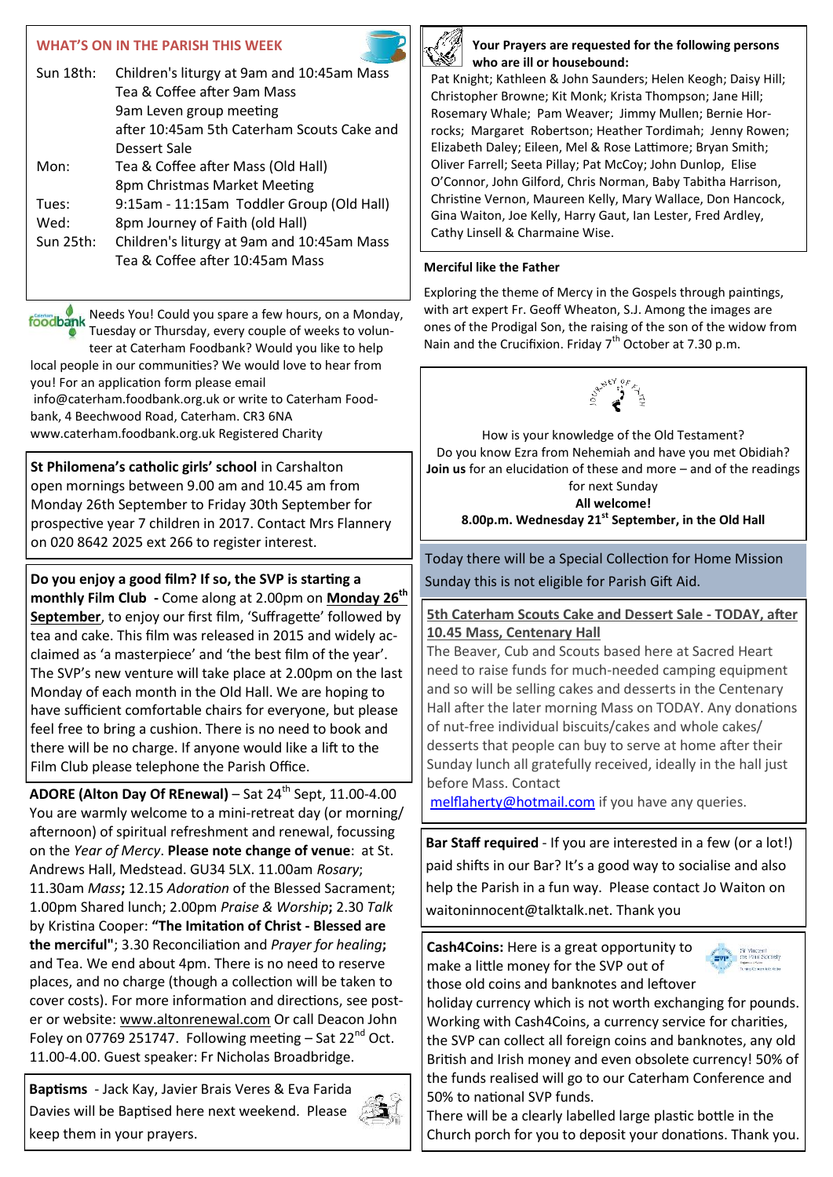## WHAT'S ON IN THE PARISH THIS WEEK

| | |
|---|---|
| Sun 18th: | Children's liturgy at 9am and 10:45am Mass<br>Tea & Coffee after 9am Mass<br>9am Leven group meeting<br>after 10:45am 5th Caterham Scouts Cake and Dessert Sale |
| Mon: | Tea & Coffee after Mass (Old Hall)<br>8pm Christmas Market Meeting |
| Tues: | 9:15am - 11:15am Toddler Group (Old Hall) |
| Wed: | 8pm Journey of Faith (old Hall) |
| Sun 25th: | Children's liturgy at 9am and 10:45am Mass<br>Tea & Coffee after 10:45am Mass |

Caterham foodbank Needs You! Could you spare a few hours, on a Monday, Tuesday or Thursday, every couple of weeks to volunteer at Caterham Foodbank? Would you like to help local people in our communities? We would love to hear from you! For an application form please email info@caterham.foodbank.org.uk or write to Caterham Foodbank, 4 Beechwood Road, Caterham. CR3 6NA www.caterham.foodbank.org.uk Registered Charity

**St Philomena's catholic girls' school** in Carshalton open mornings between 9.00 am and 10.45 am from Monday 26th September to Friday 30th September for prospective year 7 children in 2017. Contact Mrs Flannery on 020 8642 2025 ext 266 to register interest.

**Do you enjoy a good film? If so, the SVP is starting a monthly Film Club -** Come along at 2.00pm on **Monday 26th September**, to enjoy our first film, 'Suffragette' followed by tea and cake. This film was released in 2015 and widely acclaimed as 'a masterpiece' and 'the best film of the year'. The SVP's new venture will take place at 2.00pm on the last Monday of each month in the Old Hall. We are hoping to have sufficient comfortable chairs for everyone, but please feel free to bring a cushion. There is no need to book and there will be no charge. If anyone would like a lift to the Film Club please telephone the Parish Office.

**ADORE (Alton Day Of REnewal)** – Sat 24th Sept, 11.00-4.00 You are warmly welcome to a mini-retreat day (or morning/afternoon) of spiritual refreshment and renewal, focussing on the *Year of Mercy*. **Please note change of venue**: at St. Andrews Hall, Medstead. GU34 5LX. 11.00am *Rosary*; 11.30am *Mass*; 12.15 *Adoration* of the Blessed Sacrament; 1.00pm Shared lunch; 2.00pm *Praise & Worship*; 2.30 *Talk* by Kristina Cooper: **"The Imitation of Christ - Blessed are the merciful"**; 3.30 Reconciliation and *Prayer for healing*; and Tea. We end about 4pm. There is no need to reserve places, and no charge (though a collection will be taken to cover costs). For more information and directions, see poster or website: www.altonrenewal.com Or call Deacon John Foley on 07769 251747. Following meeting – Sat 22nd Oct. 11.00-4.00. Guest speaker: Fr Nicholas Broadbridge.

**Baptisms** - Jack Kay, Javier Brais Veres & Eva Farida Davies will be Baptised here next weekend. Please keep them in your prayers.

**Your Prayers are requested for the following persons who are ill or housebound:**

Pat Knight; Kathleen & John Saunders; Helen Keogh; Daisy Hill; Christopher Browne; Kit Monk; Krista Thompson; Jane Hill; Rosemary Whale; Pam Weaver; Jimmy Mullen; Bernie Horrocks; Margaret Robertson; Heather Tordimah; Jenny Rowen; Elizabeth Daley; Eileen, Mel & Rose Lattimore; Bryan Smith; Oliver Farrell; Seeta Pillay; Pat McCoy; John Dunlop, Elise O'Connor, John Gilford, Chris Norman, Baby Tabitha Harrison, Christine Vernon, Maureen Kelly, Mary Wallace, Don Hancock, Gina Waiton, Joe Kelly, Harry Gaut, Ian Lester, Fred Ardley, Cathy Linsell & Charmaine Wise.

**Merciful like the Father**

Exploring the theme of Mercy in the Gospels through paintings, with art expert Fr. Geoff Wheaton, S.J. Among the images are ones of the Prodigal Son, the raising of the son of the widow from Nain and the Crucifixion. Friday 7th October at 7.30 p.m.

Journey of Faith

How is your knowledge of the Old Testament?
Do you know Ezra from Nehemiah and have you met Obidiah?
**Join us** for an elucidation of these and more – and of the readings for next Sunday
**All welcome!**
**8.00p.m. Wednesday 21st September, in the Old Hall**

Today there will be a Special Collection for Home Mission Sunday this is not eligible for Parish Gift Aid.

**5th Caterham Scouts Cake and Dessert Sale - TODAY, after 10.45 Mass, Centenary Hall**

The Beaver, Cub and Scouts based here at Sacred Heart need to raise funds for much-needed camping equipment and so will be selling cakes and desserts in the Centenary Hall after the later morning Mass on TODAY. Any donations of nut-free individual biscuits/cakes and whole cakes/desserts that people can buy to serve at home after their Sunday lunch all gratefully received, ideally in the hall just before Mass. Contact melflaherty@hotmail.com if you have any queries.

**Bar Staff required** - If you are interested in a few (or a lot!) paid shifts in our Bar? It's a good way to socialise and also help the Parish in a fun way. Please contact Jo Waiton on waitoninnocent@talktalk.net. Thank you

**Cash4Coins:** Here is a great opportunity to make a little money for the SVP out of those old coins and banknotes and leftover holiday currency which is not worth exchanging for pounds. Working with Cash4Coins, a currency service for charities, the SVP can collect all foreign coins and banknotes, any old British and Irish money and even obsolete currency! 50% of the funds realised will go to our Caterham Conference and 50% to national SVP funds.
There will be a clearly labelled large plastic bottle in the Church porch for you to deposit your donations. Thank you.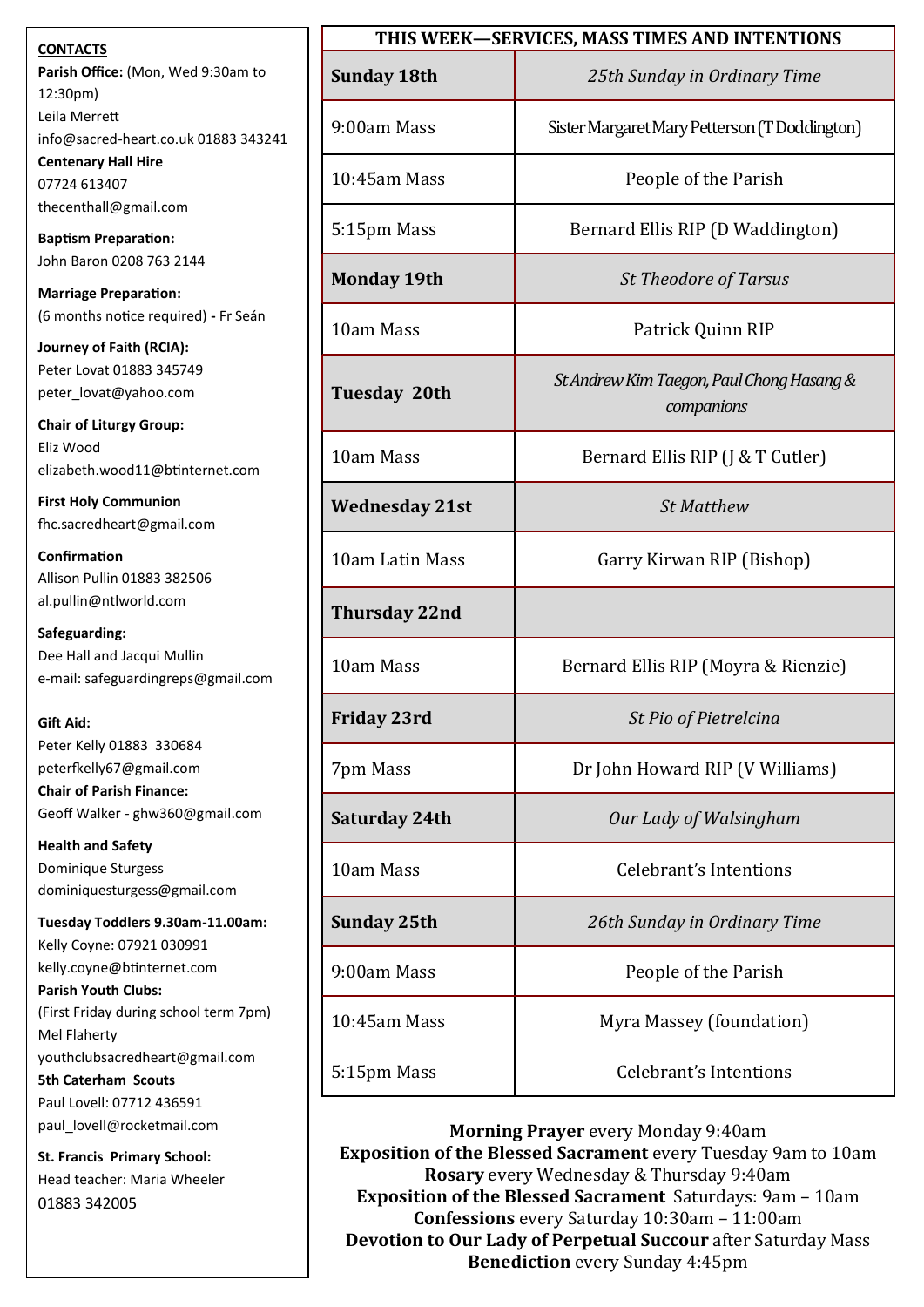**CONTACTS**

**Parish Office:** (Mon, Wed 9:30am to 12:30pm)
Leila Merrett
info@sacred-heart.co.uk 01883 343241

**Centenary Hall Hire**
07724 613407
thecenthall@gmail.com

**Baptism Preparation:**
John Baron 0208 763 2144

**Marriage Preparation:**
(6 months notice required) **-** Fr Seán

**Journey of Faith (RCIA):**
Peter Lovat 01883 345749
peter_lovat@yahoo.com

**Chair of Liturgy Group:**
Eliz Wood
elizabeth.wood11@btinternet.com

**First Holy Communion**
fhc.sacredheart@gmail.com

**Confirmation**
Allison Pullin 01883 382506
al.pullin@ntlworld.com

**Safeguarding:**
Dee Hall and Jacqui Mullin
e-mail: safeguardingreps@gmail.com

**Gift Aid:**
Peter Kelly 01883 330684
peterfkelly67@gmail.com

**Chair of Parish Finance:**
Geoff Walker - ghw360@gmail.com

**Health and Safety**
Dominique Sturgess
dominiquesturgess@gmail.com

**Tuesday Toddlers 9.30am-11.00am:**
Kelly Coyne: 07921 030991
kelly.coyne@btinternet.com

**Parish Youth Clubs:**
(First Friday during school term 7pm)
Mel Flaherty
youthclubsacredheart@gmail.com

**5th Caterham Scouts**
Paul Lovell: 07712 436591
paul_lovell@rocketmail.com

**St. Francis Primary School:**
Head teacher: Maria Wheeler
01883 342005

## THIS WEEK—SERVICES, MASS TIMES AND INTENTIONS

| | |
|---|---|
| **Sunday 18th** | *25th Sunday in Ordinary Time* |
| 9:00am Mass | Sister Margaret Mary Petterson (T Doddington) |
| 10:45am Mass | People of the Parish |
| 5:15pm Mass | Bernard Ellis RIP (D Waddington) |
| **Monday 19th** | *St Theodore of Tarsus* |
| 10am Mass | Patrick Quinn RIP |
| **Tuesday 20th** | *St Andrew Kim Taegon, Paul Chong Hasang & companions* |
| 10am Mass | Bernard Ellis RIP (J & T Cutler) |
| **Wednesday 21st** | *St Matthew* |
| 10am Latin Mass | Garry Kirwan RIP (Bishop) |
| **Thursday 22nd** | |
| 10am Mass | Bernard Ellis RIP (Moyra & Rienzie) |
| **Friday 23rd** | *St Pio of Pietrelcina* |
| 7pm Mass | Dr John Howard RIP (V Williams) |
| **Saturday 24th** | *Our Lady of Walsingham* |
| 10am Mass | Celebrant's Intentions |
| **Sunday 25th** | *26th Sunday in Ordinary Time* |
| 9:00am Mass | People of the Parish |
| 10:45am Mass | Myra Massey (foundation) |
| 5:15pm Mass | Celebrant's Intentions |

**Morning Prayer** every Monday 9:40am
**Exposition of the Blessed Sacrament** every Tuesday 9am to 10am
**Rosary** every Wednesday & Thursday 9:40am
**Exposition of the Blessed Sacrament** Saturdays: 9am – 10am
**Confessions** every Saturday 10:30am – 11:00am
**Devotion to Our Lady of Perpetual Succour** after Saturday Mass
**Benediction** every Sunday 4:45pm